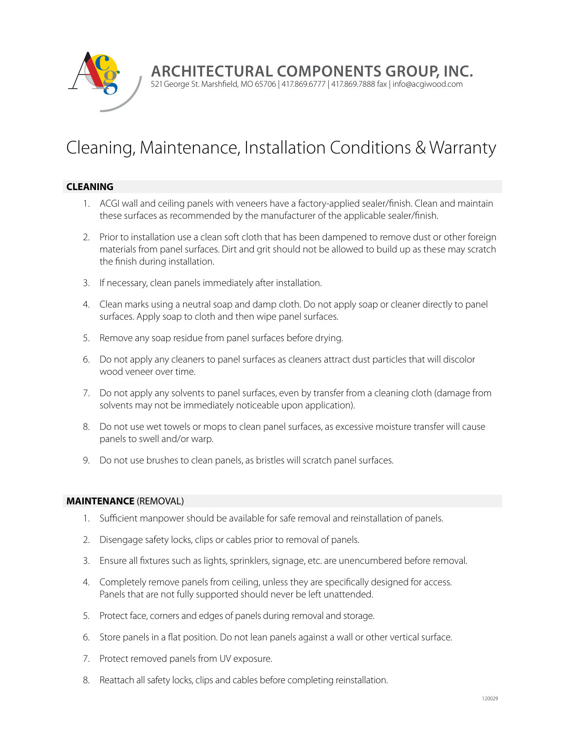# ARCHITECTURAL COMPONENTS GROUP, INC.

521 George St. Marshfield, MO 65706 | 417.869.6777 | 417.869.7888 fax | info@acgiwood.com

# Cleaning, Maintenance, Installation Conditions & Warranty

## CLEANING

1. ACGI wall and ceiling panels with veneers have a factory-applied sealer/finish. Clean and maintain these surfaces as recommended by the manufacturer of the applicable sealer/finish.
2. Prior to installation use a clean soft cloth that has been dampened to remove dust or other foreign materials from panel surfaces. Dirt and grit should not be allowed to build up as these may scratch the finish during installation.
3. If necessary, clean panels immediately after installation.
4. Clean marks using a neutral soap and damp cloth. Do not apply soap or cleaner directly to panel surfaces. Apply soap to cloth and then wipe panel surfaces.
5. Remove any soap residue from panel surfaces before drying.
6. Do not apply any cleaners to panel surfaces as cleaners attract dust particles that will discolor wood veneer over time.
7. Do not apply any solvents to panel surfaces, even by transfer from a cleaning cloth (damage from solvents may not be immediately noticeable upon application).
8. Do not use wet towels or mops to clean panel surfaces, as excessive moisture transfer will cause panels to swell and/or warp.
9. Do not use brushes to clean panels, as bristles will scratch panel surfaces.

## **MAINTENANCE** (REMOVAL)

1. Sufficient manpower should be available for safe removal and reinstallation of panels.
2. Disengage safety locks, clips or cables prior to removal of panels.
3. Ensure all fixtures such as lights, sprinklers, signage, etc. are unencumbered before removal.
4. Completely remove panels from ceiling, unless they are specifically designed for access. Panels that are not fully supported should never be left unattended.
5. Protect face, corners and edges of panels during removal and storage.
6. Store panels in a flat position. Do not lean panels against a wall or other vertical surface.
7. Protect removed panels from UV exposure.
8. Reattach all safety locks, clips and cables before completing reinstallation.

120029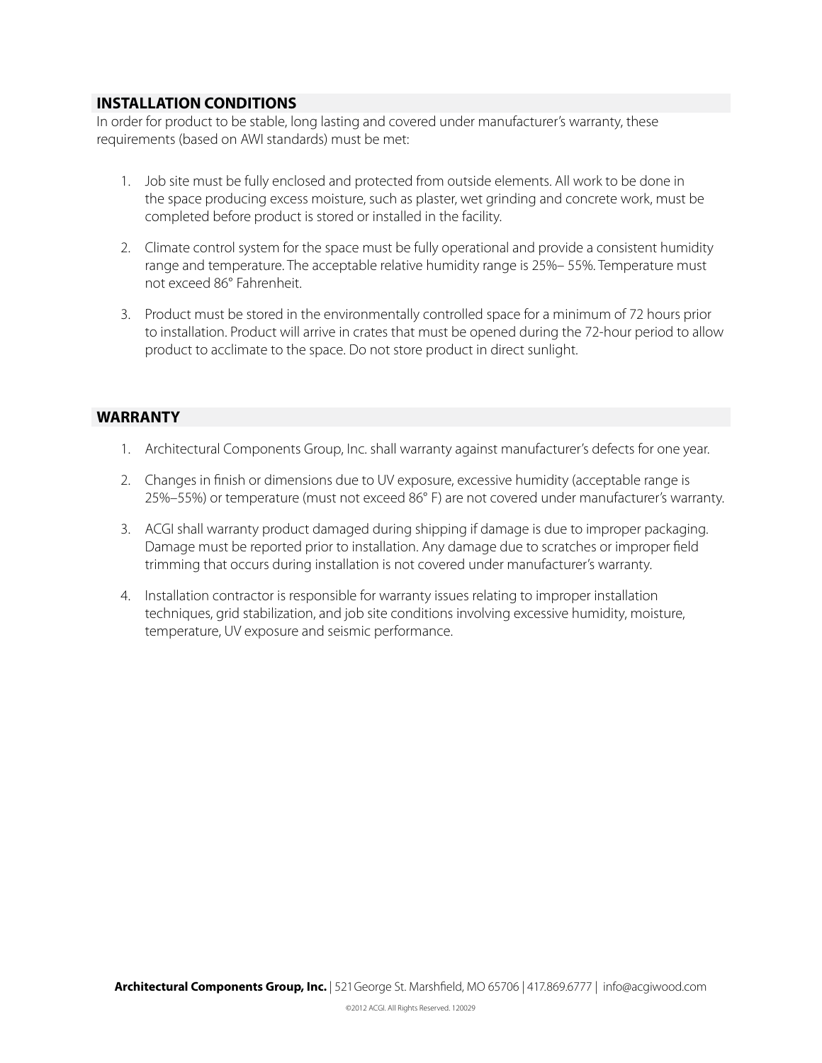## INSTALLATION CONDITIONS

In order for product to be stable, long lasting and covered under manufacturer's warranty, these requirements (based on AWI standards) must be met:

1. Job site must be fully enclosed and protected from outside elements. All work to be done in the space producing excess moisture, such as plaster, wet grinding and concrete work, must be completed before product is stored or installed in the facility.

2. Climate control system for the space must be fully operational and provide a consistent humidity range and temperature. The acceptable relative humidity range is 25%– 55%. Temperature must not exceed 86° Fahrenheit.

3. Product must be stored in the environmentally controlled space for a minimum of 72 hours prior to installation. Product will arrive in crates that must be opened during the 72-hour period to allow product to acclimate to the space. Do not store product in direct sunlight.

## WARRANTY

1. Architectural Components Group, Inc. shall warranty against manufacturer's defects for one year.

2. Changes in finish or dimensions due to UV exposure, excessive humidity (acceptable range is 25%–55%) or temperature (must not exceed 86° F) are not covered under manufacturer's warranty.

3. ACGI shall warranty product damaged during shipping if damage is due to improper packaging. Damage must be reported prior to installation. Any damage due to scratches or improper field trimming that occurs during installation is not covered under manufacturer's warranty.

4. Installation contractor is responsible for warranty issues relating to improper installation techniques, grid stabilization, and job site conditions involving excessive humidity, moisture, temperature, UV exposure and seismic performance.

**Architectural Components Group, Inc.** | 521 George St. Marshfield, MO 65706 | 417.869.6777 | info@acgiwood.com

©2012 ACGI. All Rights Reserved. 120029